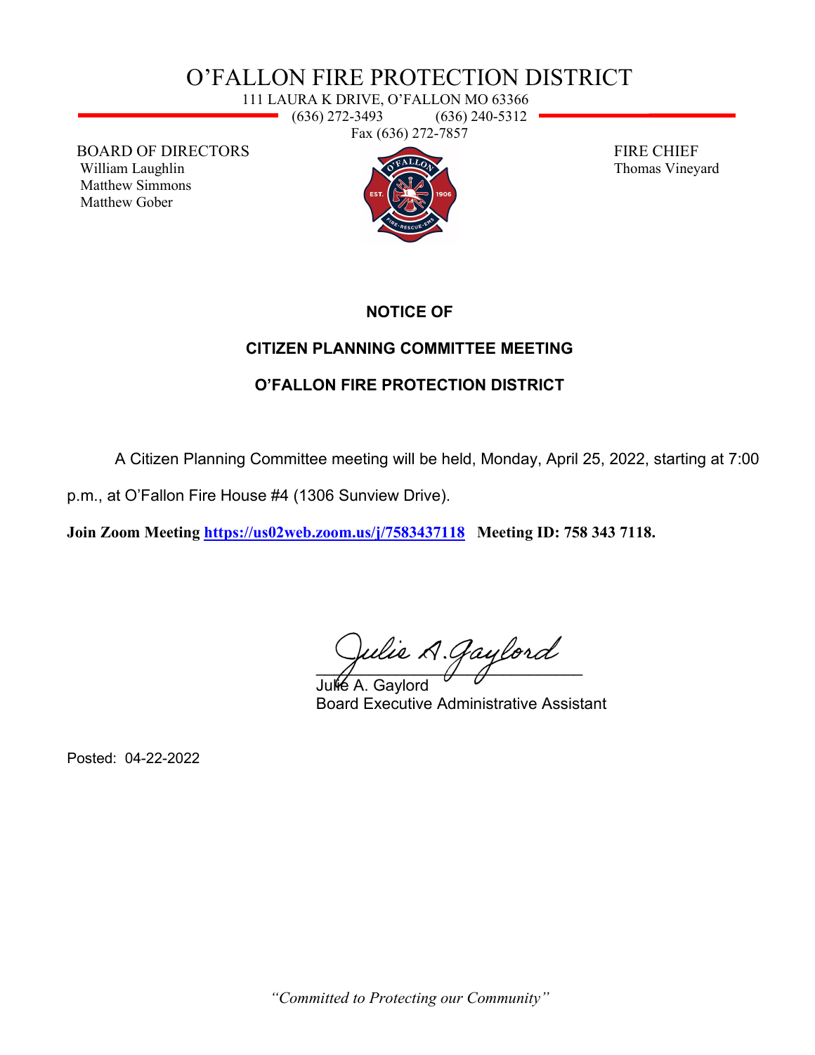# O'FALLON FIRE PROTECTION DISTRICT

111 LAURA K DRIVE, O'FALLON MO 63366
(636) 272-3493 (636) 240-5312
Fax (636) 272-7857

BOARD OF DIRECTORS
William Laughlin
Matthew Simmons
Matthew Gober

FIRE CHIEF
Thomas Vineyard

## NOTICE OF

## CITIZEN PLANNING COMMITTEE MEETING

## O'FALLON FIRE PROTECTION DISTRICT

A Citizen Planning Committee meeting will be held, Monday, April 25, 2022, starting at 7:00 p.m., at O'Fallon Fire House #4 (1306 Sunview Drive).

**Join Zoom Meeting https://us02web.zoom.us/j/7583437118 Meeting ID: 758 343 7118.**

Julie A. Gaylord
Julie A. Gaylord
Board Executive Administrative Assistant

Posted: 04-22-2022

*"Committed to Protecting our Community"*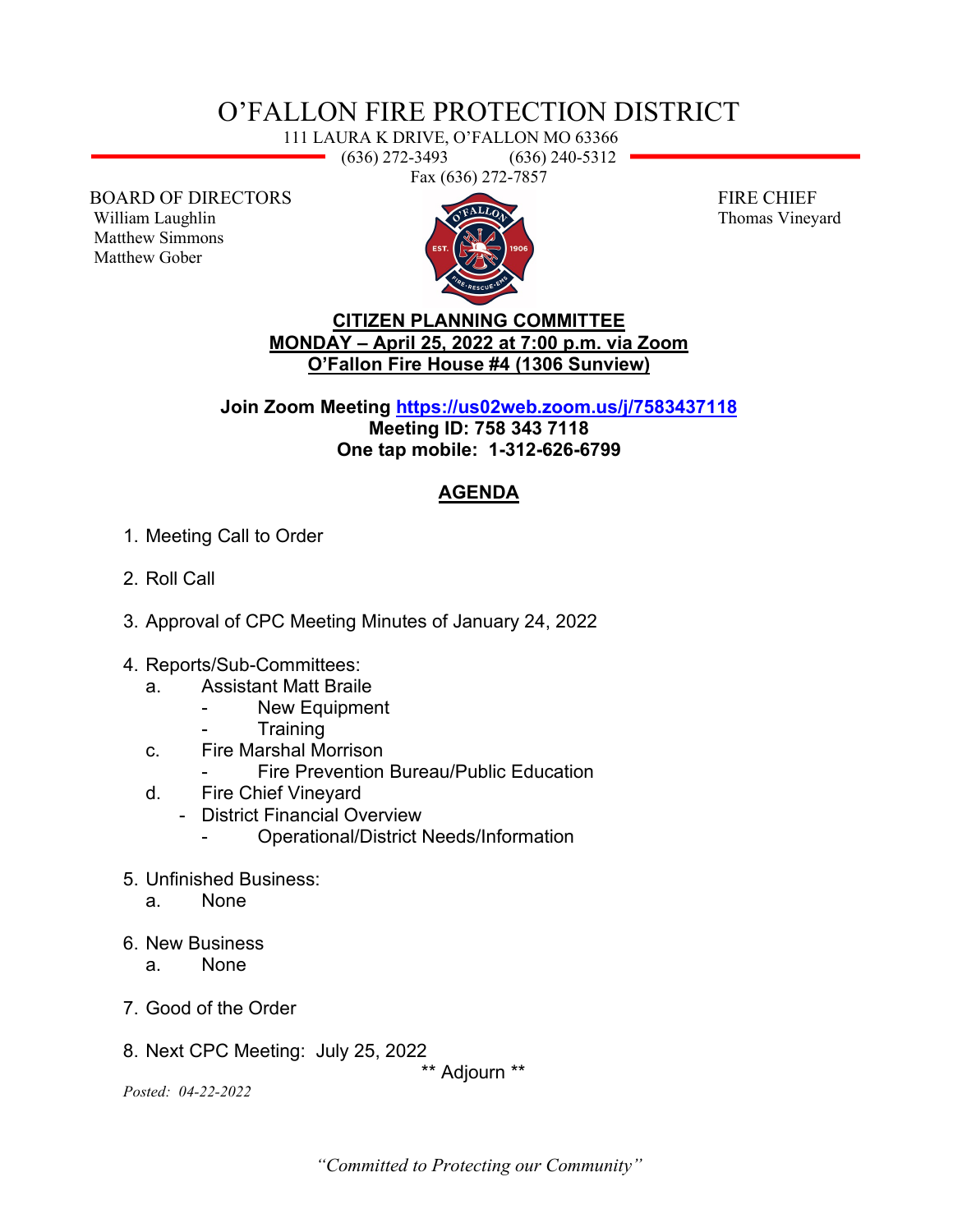// O'FALLON FIRE PROTECTION DISTRICT

111 LAURA K DRIVE, O'FALLON MO 63366
(636) 272-3493 (636) 240-5312
Fax (636) 272-7857

BOARD OF DIRECTORS
William Laughlin
Matthew Simmons
Matthew Gober

FIRE CHIEF
Thomas Vineyard

**CITIZEN PLANNING COMMITTEE**
**MONDAY – April 25, 2022 at 7:00 p.m. via Zoom**
**O'Fallon Fire House #4 (1306 Sunview)**

**Join Zoom Meeting https://us02web.zoom.us/j/7583437118**
**Meeting ID: 758 343 7118**
**One tap mobile: 1-312-626-6799**

## AGENDA

1. Meeting Call to Order
2. Roll Call
3. Approval of CPC Meeting Minutes of January 24, 2022
4. Reports/Sub-Committees:
   a. Assistant Matt Braile
      - New Equipment
      - Training
   c. Fire Marshal Morrison
      - Fire Prevention Bureau/Public Education
   d. Fire Chief Vineyard
      - District Financial Overview
      - Operational/District Needs/Information
5. Unfinished Business:
   a. None
6. New Business
   a. None
7. Good of the Order
8. Next CPC Meeting: July 25, 2022

** Adjourn **

*Posted: 04-22-2022*

*"Committed to Protecting our Community"*